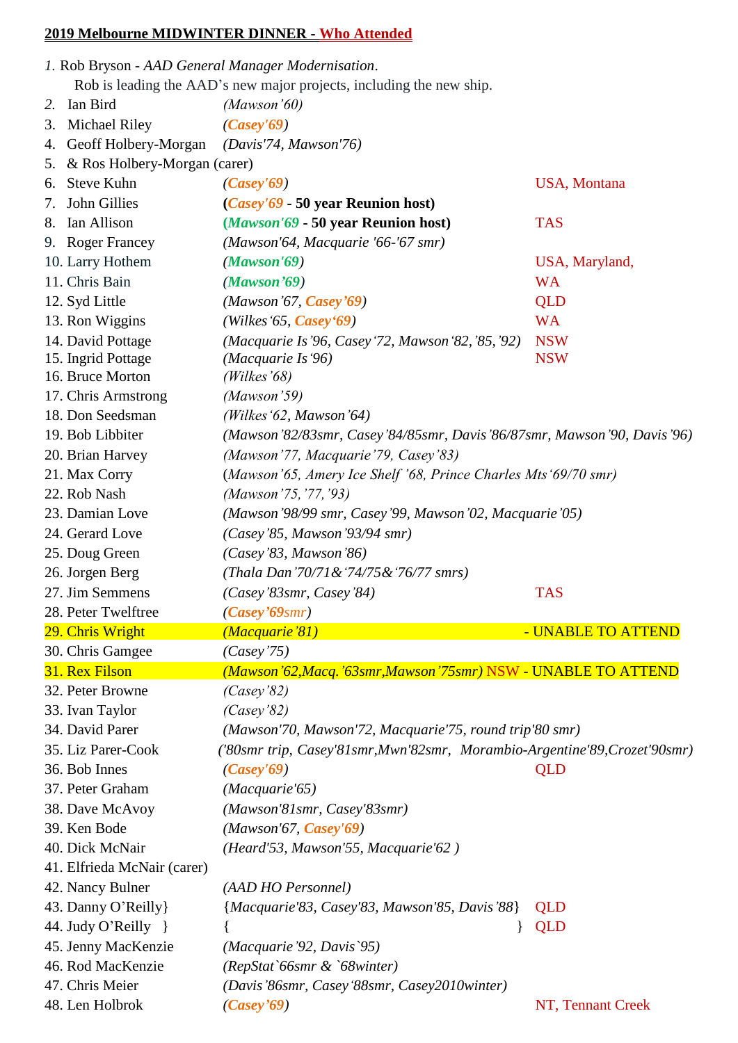**2019 Melbourne MIDWINTER DINNER - Who Attended**

1. Rob Bryson - *AAD General Manager Modernisation*.
   Rob is leading the AAD's new major projects, including the new ship.

| No. | Name | Stations | Location |
|---|---|---|---|
| 2. | Ian Bird | *(Mawson'60)* | |
| 3. | Michael Riley | *(**Casey'69**)* | |
| 4. | Geoff Holbery-Morgan | *(Davis'74, Mawson'76)* | |
| 5. | & Ros Holbery-Morgan (carer) | | |
| 6. | Steve Kuhn | *(**Casey'69**)* | USA, Montana |
| 7. | John Gillies | **(*Casey'69* - 50 year Reunion host)** | |
| 8. | Ian Allison | **(*Mawson'69* - 50 year Reunion host)** | TAS |
| 9. | Roger Francey | *(Mawson'64, Macquarie '66-'67 smr)* | |
| 10. | Larry Hothem | *(**Mawson'69**)* | USA, Maryland, |
| 11. | Chris Bain | *(**Mawson'69**)* | WA |
| 12. | Syd Little | *(Mawson'67, **Casey'69**)* | QLD |
| 13. | Ron Wiggins | *(Wilkes'65, **Casey'69**)* | WA |
| 14. | David Pottage | *(Macquarie Is'96, Casey'72, Mawson'82,'85,'92)* | NSW |
| 15. | Ingrid Pottage | *(Macquarie Is'96)* | NSW |
| 16. | Bruce Morton | *(Wilkes'68)* | |
| 17. | Chris Armstrong | *(Mawson'59)* | |
| 18. | Don Seedsman | *(Wilkes'62, Mawson'64)* | |
| 19. | Bob Libbiter | *(Mawson'82/83smr, Casey'84/85smr, Davis'86/87smr, Mawson'90, Davis'96)* | |
| 20. | Brian Harvey | *(Mawson'77, Macquarie'79, Casey'83)* | |
| 21. | Max Corry | *(Mawson'65, Amery Ice Shelf '68, Prince Charles Mts'69/70 smr)* | |
| 22. | Rob Nash | *(Mawson'75,'77,'93)* | |
| 23. | Damian Love | *(Mawson'98/99 smr, Casey'99, Mawson'02, Macquarie'05)* | |
| 24. | Gerard Love | *(Casey'85, Mawson'93/94 smr)* | |
| 25. | Doug Green | *(Casey'83, Mawson'86)* | |
| 26. | Jorgen Berg | *(Thala Dan'70/71&'74/75&'76/77 smrs)* | |
| 27. | Jim Semmens | *(Casey'83smr, Casey'84)* | TAS |
| 28. | Peter Twelftree | *(**Casey'69**smr)* | |
| 29. | Chris Wright | *(Macquarie'81)* | - UNABLE TO ATTEND |
| 30. | Chris Gamgee | *(Casey'75)* | |
| 31. | Rex Filson | *(Mawson'62,Macq.'63smr,Mawson'75smr)* | NSW - UNABLE TO ATTEND |
| 32. | Peter Browne | *(Casey'82)* | |
| 33. | Ivan Taylor | *(Casey'82)* | |
| 34. | David Parer | *(Mawson'70, Mawson'72, Macquarie'75, round trip'80 smr)* | |
| 35. | Liz Parer-Cook | *('80smr trip, Casey'81smr,Mwn'82smr, Morambio-Argentine'89,Crozet'90smr)* | |
| 36. | Bob Innes | *(**Casey'69**)* | QLD |
| 37. | Peter Graham | *(Macquarie'65)* | |
| 38. | Dave McAvoy | *(Mawson'81smr, Casey'83smr)* | |
| 39. | Ken Bode | *(Mawson'67, **Casey'69**)* | |
| 40. | Dick McNair | *(Heard'53, Mawson'55, Macquarie'62 )* | |
| 41. | Elfrieda McNair (carer) | | |
| 42. | Nancy Bulner | *(AAD HO Personnel)* | |
| 43. | Danny O'Reilly} | {*Macquarie'83, Casey'83, Mawson'85, Davis'88*} | QLD |
| 44. | Judy O'Reilly } | { } | QLD |
| 45. | Jenny MacKenzie | *(Macquarie'92, Davis`95)* | |
| 46. | Rod MacKenzie | *(RepStat`66smr & `68winter)* | |
| 47. | Chris Meier | *(Davis'86smr, Casey'88smr, Casey2010winter)* | |
| 48. | Len Holbrok | *(**Casey'69**)* | NT, Tennant Creek |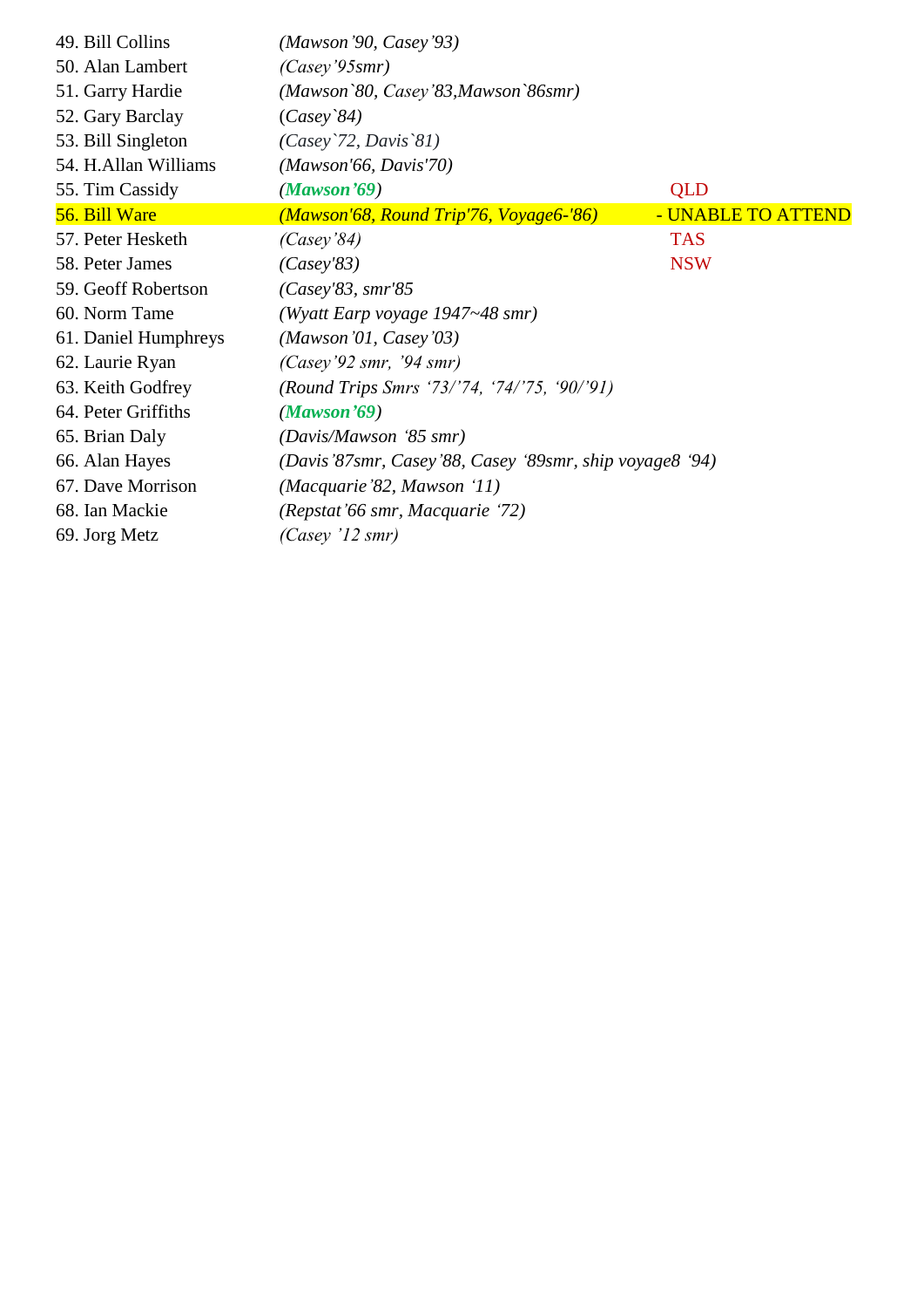| | | |
|---|---|---|
| 49. Bill Collins | *(Mawson'90, Casey'93)* | |
| 50. Alan Lambert | *(Casey'95smr)* | |
| 51. Garry Hardie | *(Mawson`80, Casey'83,Mawson`86smr)* | |
| 52. Gary Barclay | *(Casey`84)* | |
| 53. Bill Singleton | *(Casey`72, Davis`81)* | |
| 54. H.Allan Williams | *(Mawson'66, Davis'70)* | |
| 55. Tim Cassidy | *(**Mawson'69**)* | QLD |
| 56. Bill Ware | *(Mawson'68, Round Trip'76, Voyage6-'86)* | - UNABLE TO ATTEND |
| 57. Peter Hesketh | *(Casey'84)* | TAS |
| 58. Peter James | *(Casey'83)* | NSW |
| 59. Geoff Robertson | *(Casey'83, smr'85* | |
| 60. Norm Tame | *(Wyatt Earp voyage 1947~48 smr)* | |
| 61. Daniel Humphreys | *(Mawson'01, Casey'03)* | |
| 62. Laurie Ryan | *(Casey'92 smr, '94 smr)* | |
| 63. Keith Godfrey | *(Round Trips Smrs '73/'74, '74/'75, '90/'91)* | |
| 64. Peter Griffiths | *(**Mawson'69**)* | |
| 65. Brian Daly | *(Davis/Mawson '85 smr)* | |
| 66. Alan Hayes | *(Davis'87smr, Casey'88, Casey '89smr, ship voyage8 '94)* | |
| 67. Dave Morrison | *(Macquarie'82, Mawson '11)* | |
| 68. Ian Mackie | *(Repstat'66 smr, Macquarie '72)* | |
| 69. Jorg Metz | *(Casey '12 smr)* | |